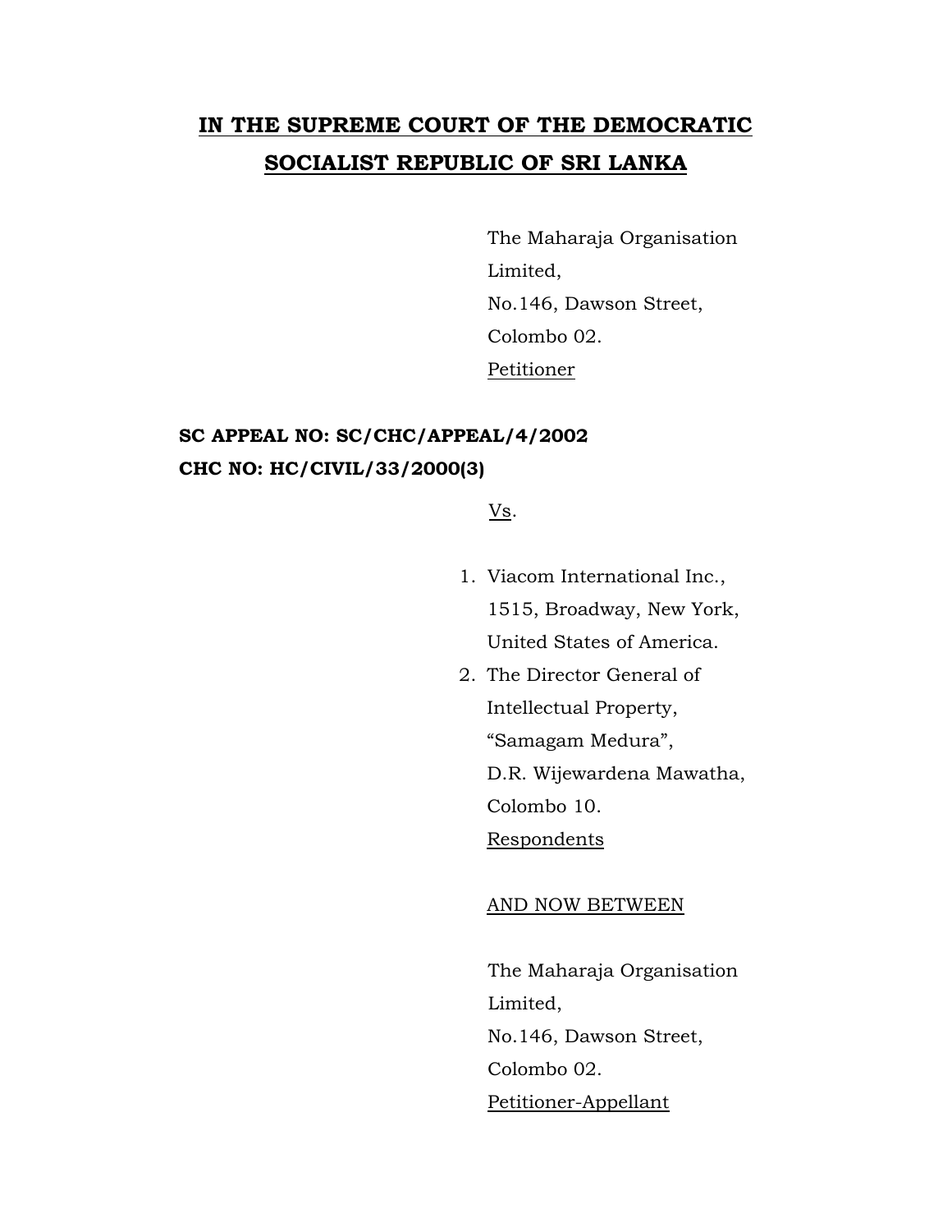**<u>IN THE SUPREME COURT OF THE DEMOCRATIC SOCIALIST REPUBLIC OF SRI LANKA</u>**

The Maharaja Organisation Limited,
No.146, Dawson Street,
Colombo 02.
<u>Petitioner</u>

**SC APPEAL NO: SC/CHC/APPEAL/4/2002**
**CHC NO: HC/CIVIL/33/2000(3)**

<u>Vs</u>.

1. Viacom International Inc.,
   1515, Broadway, New York,
   United States of America.
2. The Director General of
   Intellectual Property,
   "Samagam Medura",
   D.R. Wijewardena Mawatha,
   Colombo 10.
   <u>Respondents</u>

<u>AND NOW BETWEEN</u>

The Maharaja Organisation Limited,
No.146, Dawson Street,
Colombo 02.
<u>Petitioner-Appellant</u>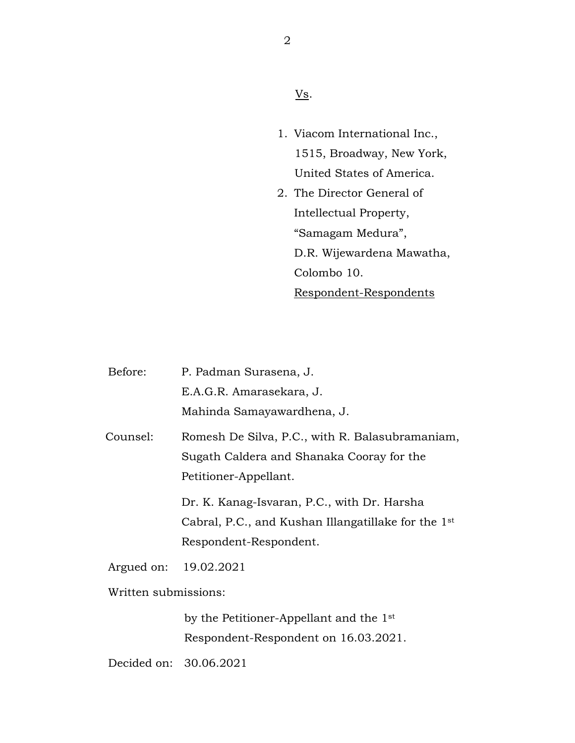Vs.

1. Viacom International Inc.,
   1515, Broadway, New York,
   United States of America.
2. The Director General of
   Intellectual Property,
   "Samagam Medura",
   D.R. Wijewardena Mawatha,
   Colombo 10.

   Respondent-Respondents

Before: P. Padman Surasena, J.
E.A.G.R. Amarasekara, J.
Mahinda Samayawardhena, J.

Counsel: Romesh De Silva, P.C., with R. Balasubramaniam, Sugath Caldera and Shanaka Cooray for the Petitioner-Appellant.

Dr. K. Kanag-Isvaran, P.C., with Dr. Harsha Cabral, P.C., and Kushan Illangatillake for the 1st Respondent-Respondent.

Argued on: 19.02.2021

Written submissions:

by the Petitioner-Appellant and the 1st Respondent-Respondent on 16.03.2021.

Decided on: 30.06.2021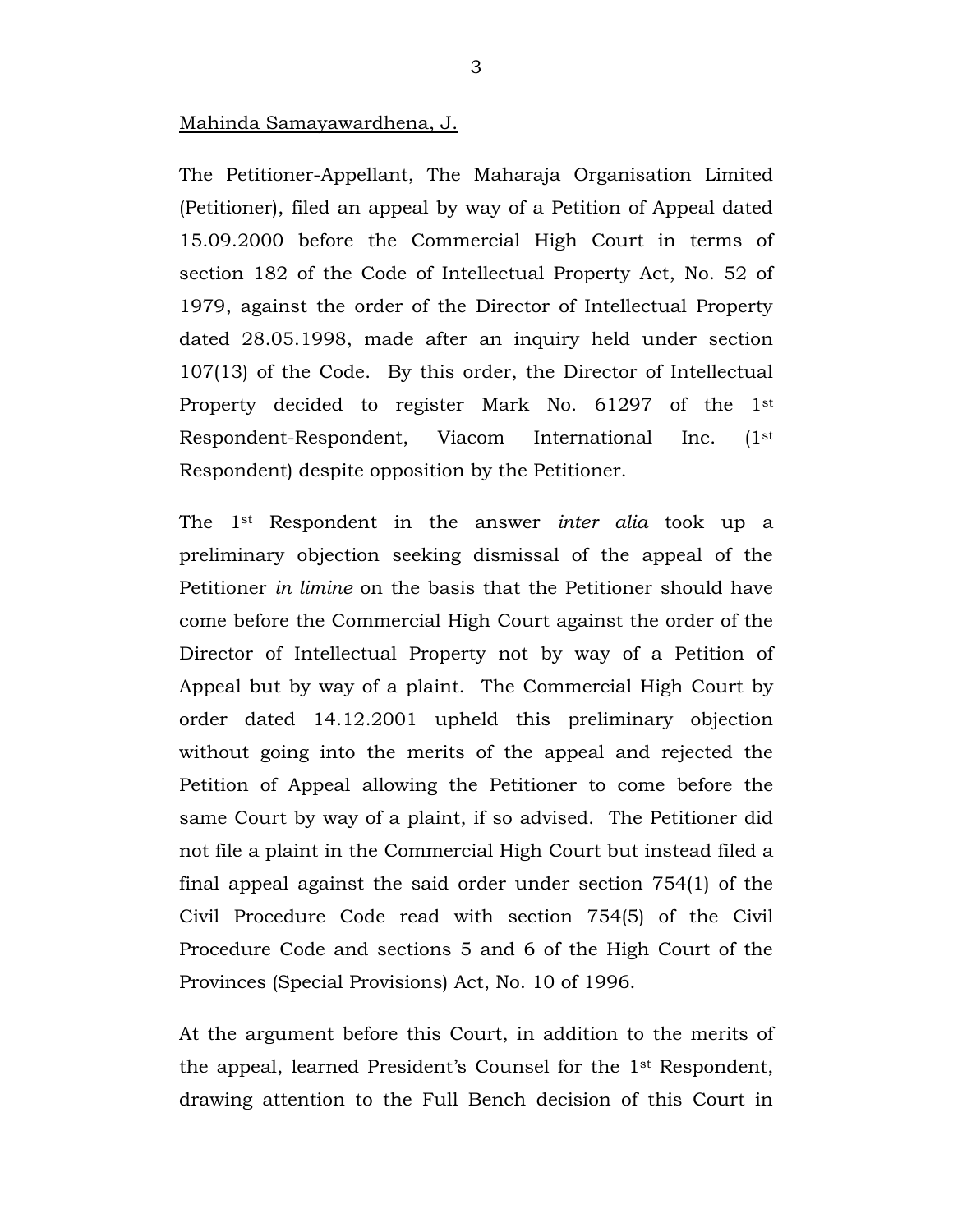Mahinda Samayawardhena, J.

The Petitioner-Appellant, The Maharaja Organisation Limited (Petitioner), filed an appeal by way of a Petition of Appeal dated 15.09.2000 before the Commercial High Court in terms of section 182 of the Code of Intellectual Property Act, No. 52 of 1979, against the order of the Director of Intellectual Property dated 28.05.1998, made after an inquiry held under section 107(13) of the Code. By this order, the Director of Intellectual Property decided to register Mark No. 61297 of the 1st Respondent-Respondent, Viacom International Inc. (1st Respondent) despite opposition by the Petitioner.

The 1st Respondent in the answer *inter alia* took up a preliminary objection seeking dismissal of the appeal of the Petitioner *in limine* on the basis that the Petitioner should have come before the Commercial High Court against the order of the Director of Intellectual Property not by way of a Petition of Appeal but by way of a plaint. The Commercial High Court by order dated 14.12.2001 upheld this preliminary objection without going into the merits of the appeal and rejected the Petition of Appeal allowing the Petitioner to come before the same Court by way of a plaint, if so advised. The Petitioner did not file a plaint in the Commercial High Court but instead filed a final appeal against the said order under section 754(1) of the Civil Procedure Code read with section 754(5) of the Civil Procedure Code and sections 5 and 6 of the High Court of the Provinces (Special Provisions) Act, No. 10 of 1996.

At the argument before this Court, in addition to the merits of the appeal, learned President's Counsel for the 1st Respondent, drawing attention to the Full Bench decision of this Court in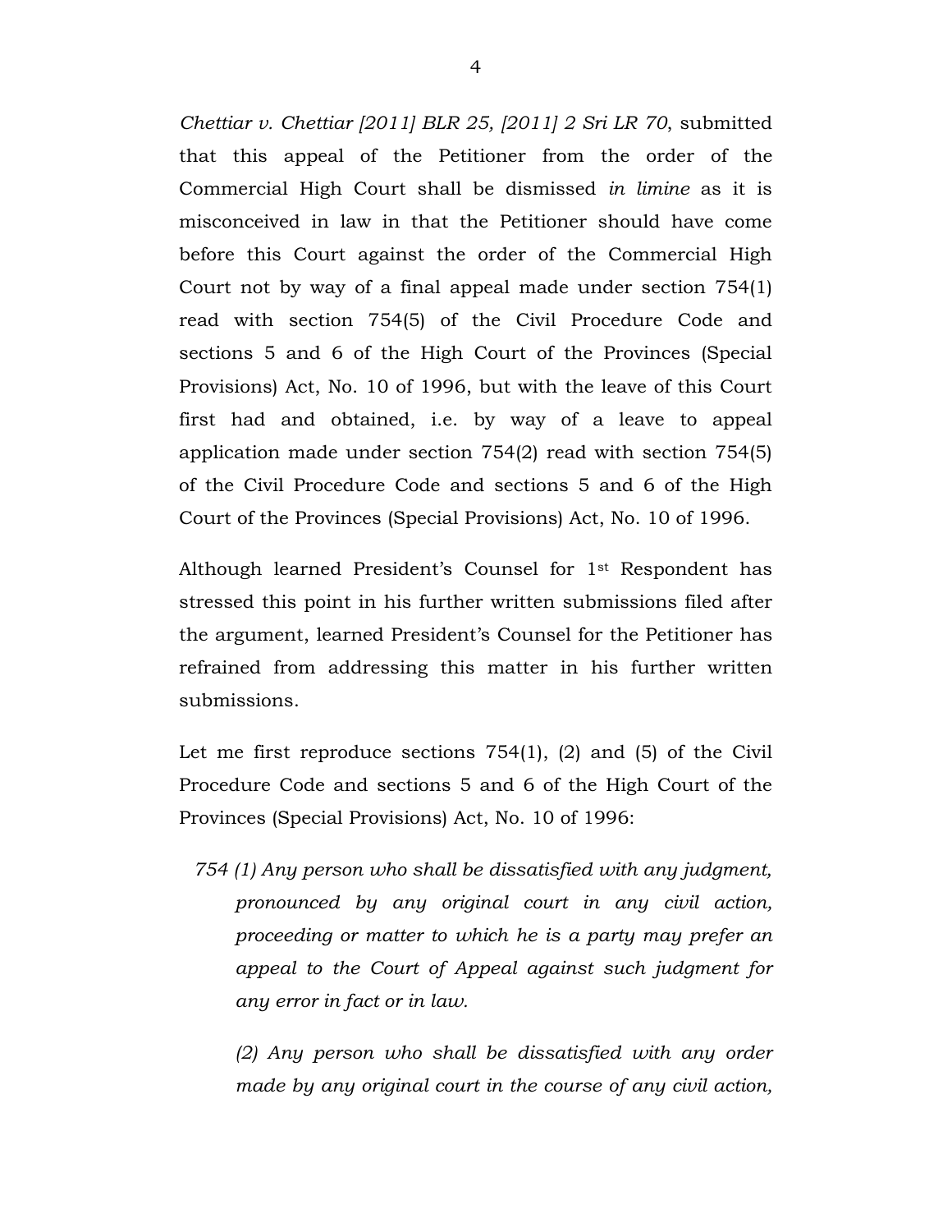*Chettiar v. Chettiar [2011] BLR 25, [2011] 2 Sri LR 70*, submitted that this appeal of the Petitioner from the order of the Commercial High Court shall be dismissed *in limine* as it is misconceived in law in that the Petitioner should have come before this Court against the order of the Commercial High Court not by way of a final appeal made under section 754(1) read with section 754(5) of the Civil Procedure Code and sections 5 and 6 of the High Court of the Provinces (Special Provisions) Act, No. 10 of 1996, but with the leave of this Court first had and obtained, i.e. by way of a leave to appeal application made under section 754(2) read with section 754(5) of the Civil Procedure Code and sections 5 and 6 of the High Court of the Provinces (Special Provisions) Act, No. 10 of 1996.

Although learned President's Counsel for 1st Respondent has stressed this point in his further written submissions filed after the argument, learned President's Counsel for the Petitioner has refrained from addressing this matter in his further written submissions.

Let me first reproduce sections 754(1), (2) and (5) of the Civil Procedure Code and sections 5 and 6 of the High Court of the Provinces (Special Provisions) Act, No. 10 of 1996:

> *754 (1) Any person who shall be dissatisfied with any judgment, pronounced by any original court in any civil action, proceeding or matter to which he is a party may prefer an appeal to the Court of Appeal against such judgment for any error in fact or in law.*
>
> *(2) Any person who shall be dissatisfied with any order made by any original court in the course of any civil action,*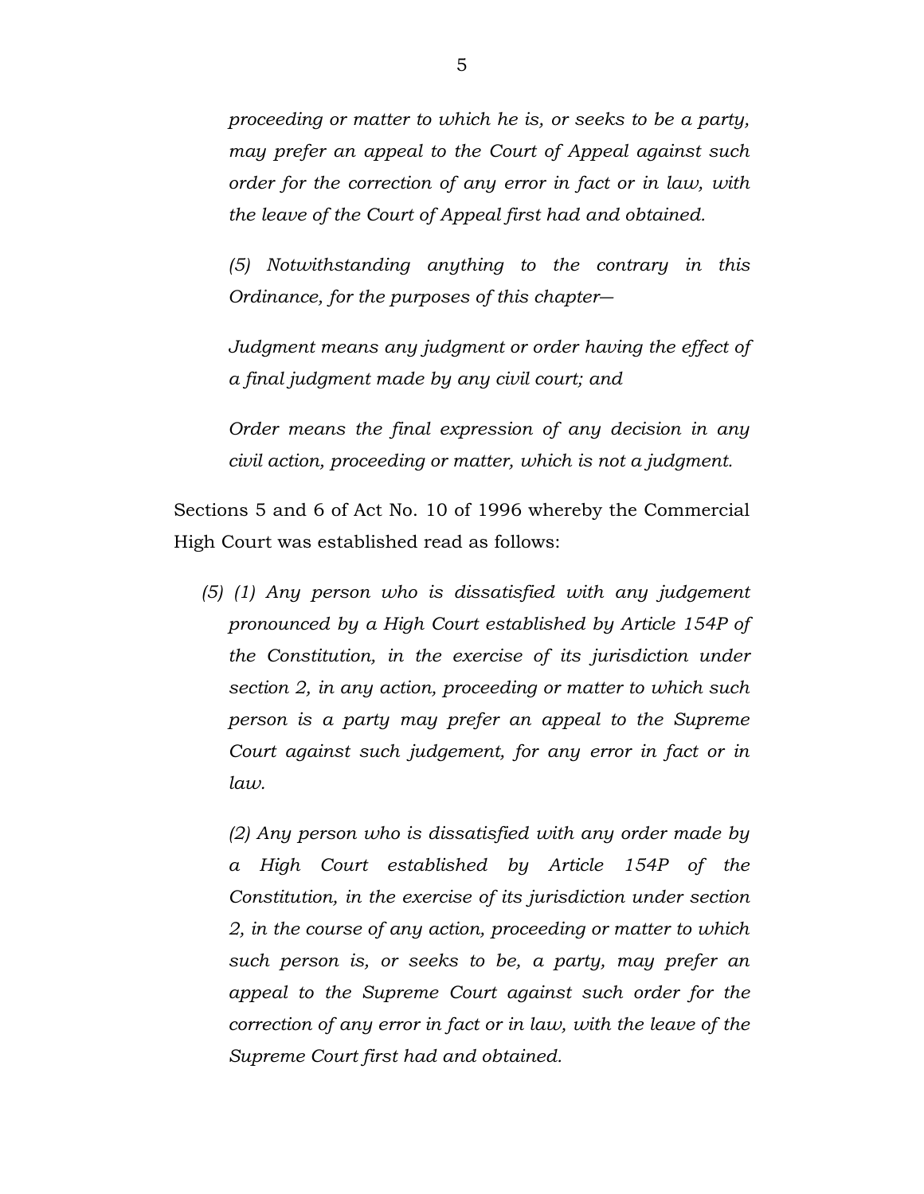*proceeding or matter to which he is, or seeks to be a party, may prefer an appeal to the Court of Appeal against such order for the correction of any error in fact or in law, with the leave of the Court of Appeal first had and obtained.*

*(5) Notwithstanding anything to the contrary in this Ordinance, for the purposes of this chapter—*

*Judgment means any judgment or order having the effect of a final judgment made by any civil court; and*

*Order means the final expression of any decision in any civil action, proceeding or matter, which is not a judgment.*

Sections 5 and 6 of Act No. 10 of 1996 whereby the Commercial High Court was established read as follows:

*(5) (1) Any person who is dissatisfied with any judgement pronounced by a High Court established by Article 154P of the Constitution, in the exercise of its jurisdiction under section 2, in any action, proceeding or matter to which such person is a party may prefer an appeal to the Supreme Court against such judgement, for any error in fact or in law.*

*(2) Any person who is dissatisfied with any order made by a High Court established by Article 154P of the Constitution, in the exercise of its jurisdiction under section 2, in the course of any action, proceeding or matter to which such person is, or seeks to be, a party, may prefer an appeal to the Supreme Court against such order for the correction of any error in fact or in law, with the leave of the Supreme Court first had and obtained.*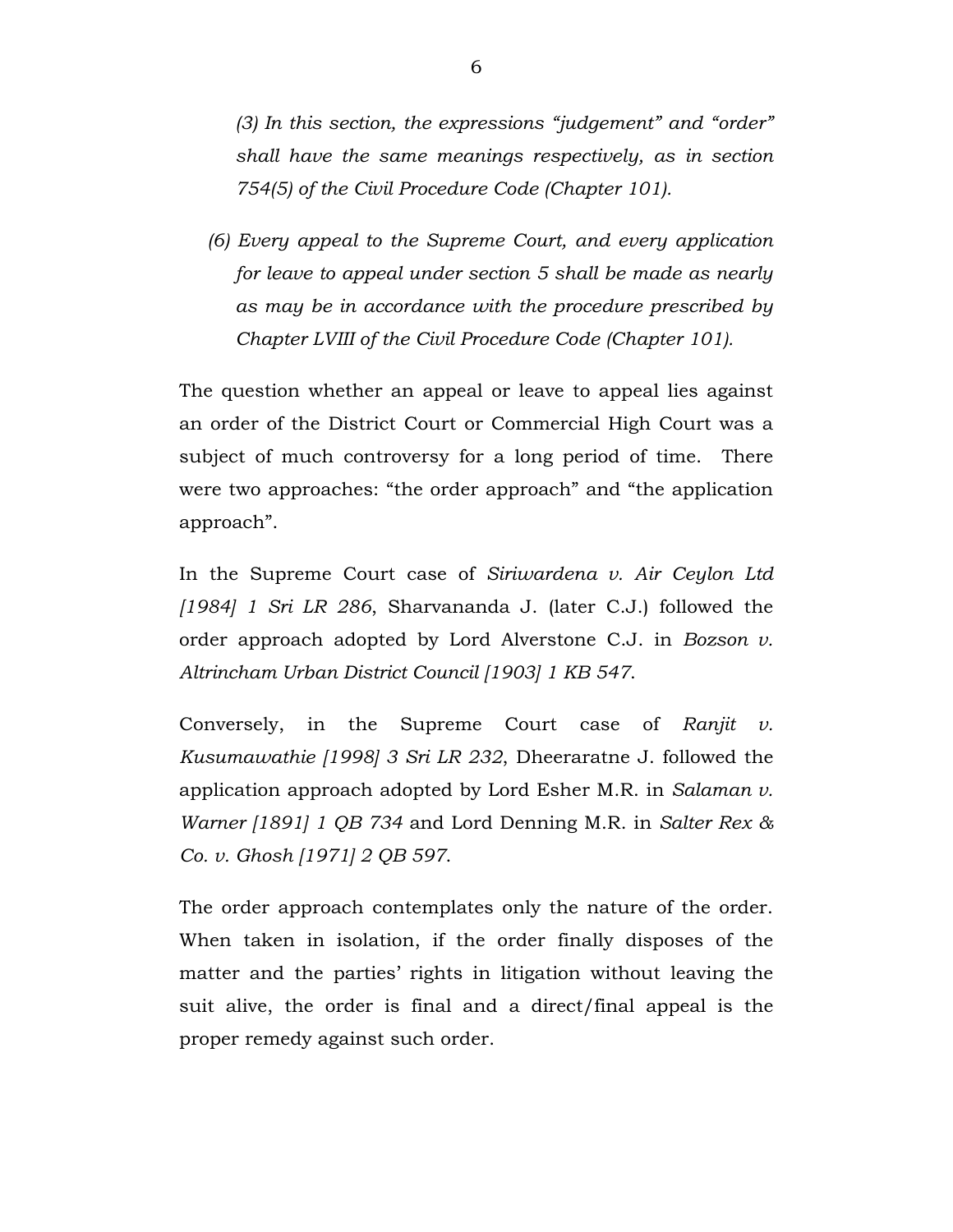*(3) In this section, the expressions "judgement" and "order" shall have the same meanings respectively, as in section 754(5) of the Civil Procedure Code (Chapter 101).*

*(6) Every appeal to the Supreme Court, and every application for leave to appeal under section 5 shall be made as nearly as may be in accordance with the procedure prescribed by Chapter LVIII of the Civil Procedure Code (Chapter 101).*

The question whether an appeal or leave to appeal lies against an order of the District Court or Commercial High Court was a subject of much controversy for a long period of time. There were two approaches: "the order approach" and "the application approach".

In the Supreme Court case of *Siriwardena v. Air Ceylon Ltd [1984] 1 Sri LR 286*, Sharvananda J. (later C.J.) followed the order approach adopted by Lord Alverstone C.J. in *Bozson v. Altrincham Urban District Council [1903] 1 KB 547*.

Conversely, in the Supreme Court case of *Ranjit v. Kusumawathie [1998] 3 Sri LR 232*, Dheeraratne J. followed the application approach adopted by Lord Esher M.R. in *Salaman v. Warner [1891] 1 QB 734* and Lord Denning M.R. in *Salter Rex & Co. v. Ghosh [1971] 2 QB 597*.

The order approach contemplates only the nature of the order. When taken in isolation, if the order finally disposes of the matter and the parties' rights in litigation without leaving the suit alive, the order is final and a direct/final appeal is the proper remedy against such order.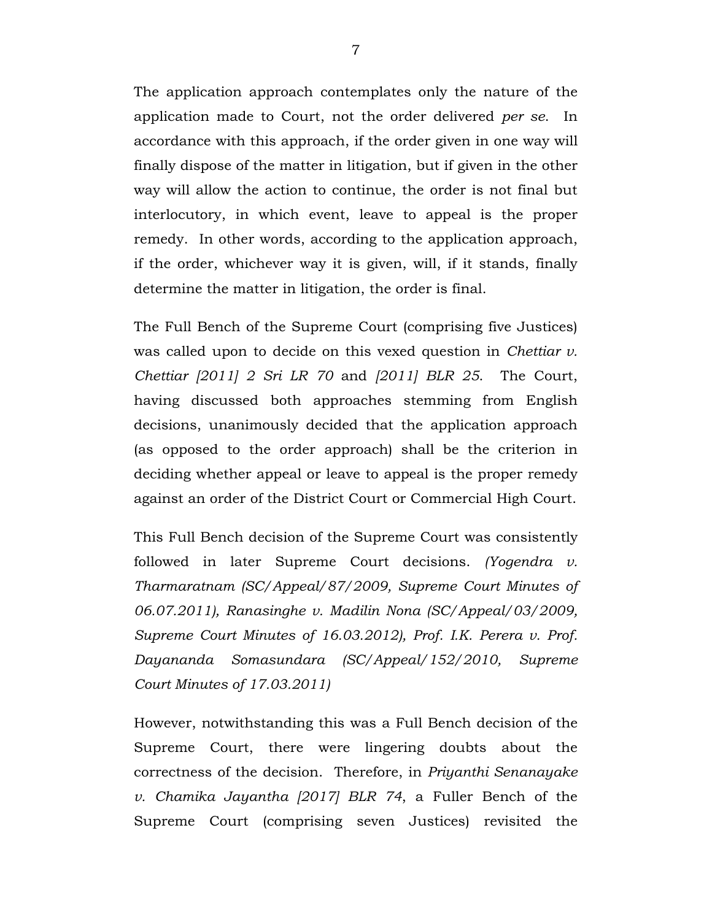The application approach contemplates only the nature of the application made to Court, not the order delivered *per se*. In accordance with this approach, if the order given in one way will finally dispose of the matter in litigation, but if given in the other way will allow the action to continue, the order is not final but interlocutory, in which event, leave to appeal is the proper remedy. In other words, according to the application approach, if the order, whichever way it is given, will, if it stands, finally determine the matter in litigation, the order is final.

The Full Bench of the Supreme Court (comprising five Justices) was called upon to decide on this vexed question in *Chettiar v. Chettiar [2011] 2 Sri LR 70* and *[2011] BLR 25*. The Court, having discussed both approaches stemming from English decisions, unanimously decided that the application approach (as opposed to the order approach) shall be the criterion in deciding whether appeal or leave to appeal is the proper remedy against an order of the District Court or Commercial High Court.

This Full Bench decision of the Supreme Court was consistently followed in later Supreme Court decisions. *(Yogendra v. Tharmaratnam (SC/Appeal/87/2009, Supreme Court Minutes of 06.07.2011), Ranasinghe v. Madilin Nona (SC/Appeal/03/2009, Supreme Court Minutes of 16.03.2012), Prof. I.K. Perera v. Prof. Dayananda Somasundara (SC/Appeal/152/2010, Supreme Court Minutes of 17.03.2011)*

However, notwithstanding this was a Full Bench decision of the Supreme Court, there were lingering doubts about the correctness of the decision. Therefore, in *Priyanthi Senanayake v. Chamika Jayantha [2017] BLR 74*, a Fuller Bench of the Supreme Court (comprising seven Justices) revisited the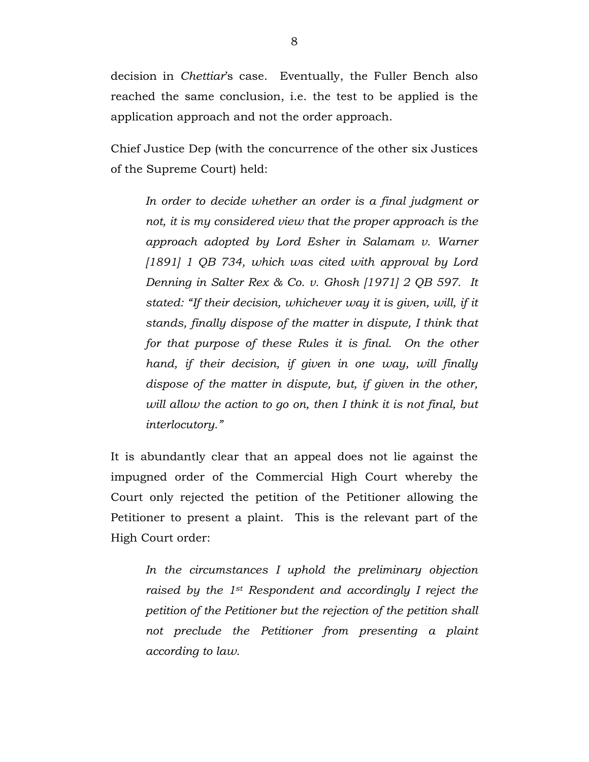decision in *Chettiar*'s case. Eventually, the Fuller Bench also reached the same conclusion, i.e. the test to be applied is the application approach and not the order approach.

Chief Justice Dep (with the concurrence of the other six Justices of the Supreme Court) held:

> *In order to decide whether an order is a final judgment or not, it is my considered view that the proper approach is the approach adopted by Lord Esher in Salamam v. Warner [1891] 1 QB 734, which was cited with approval by Lord Denning in Salter Rex & Co. v. Ghosh [1971] 2 QB 597. It stated: "If their decision, whichever way it is given, will, if it stands, finally dispose of the matter in dispute, I think that for that purpose of these Rules it is final. On the other hand, if their decision, if given in one way, will finally dispose of the matter in dispute, but, if given in the other, will allow the action to go on, then I think it is not final, but interlocutory."*

It is abundantly clear that an appeal does not lie against the impugned order of the Commercial High Court whereby the Court only rejected the petition of the Petitioner allowing the Petitioner to present a plaint. This is the relevant part of the High Court order:

> *In the circumstances I uphold the preliminary objection raised by the 1st Respondent and accordingly I reject the petition of the Petitioner but the rejection of the petition shall not preclude the Petitioner from presenting a plaint according to law.*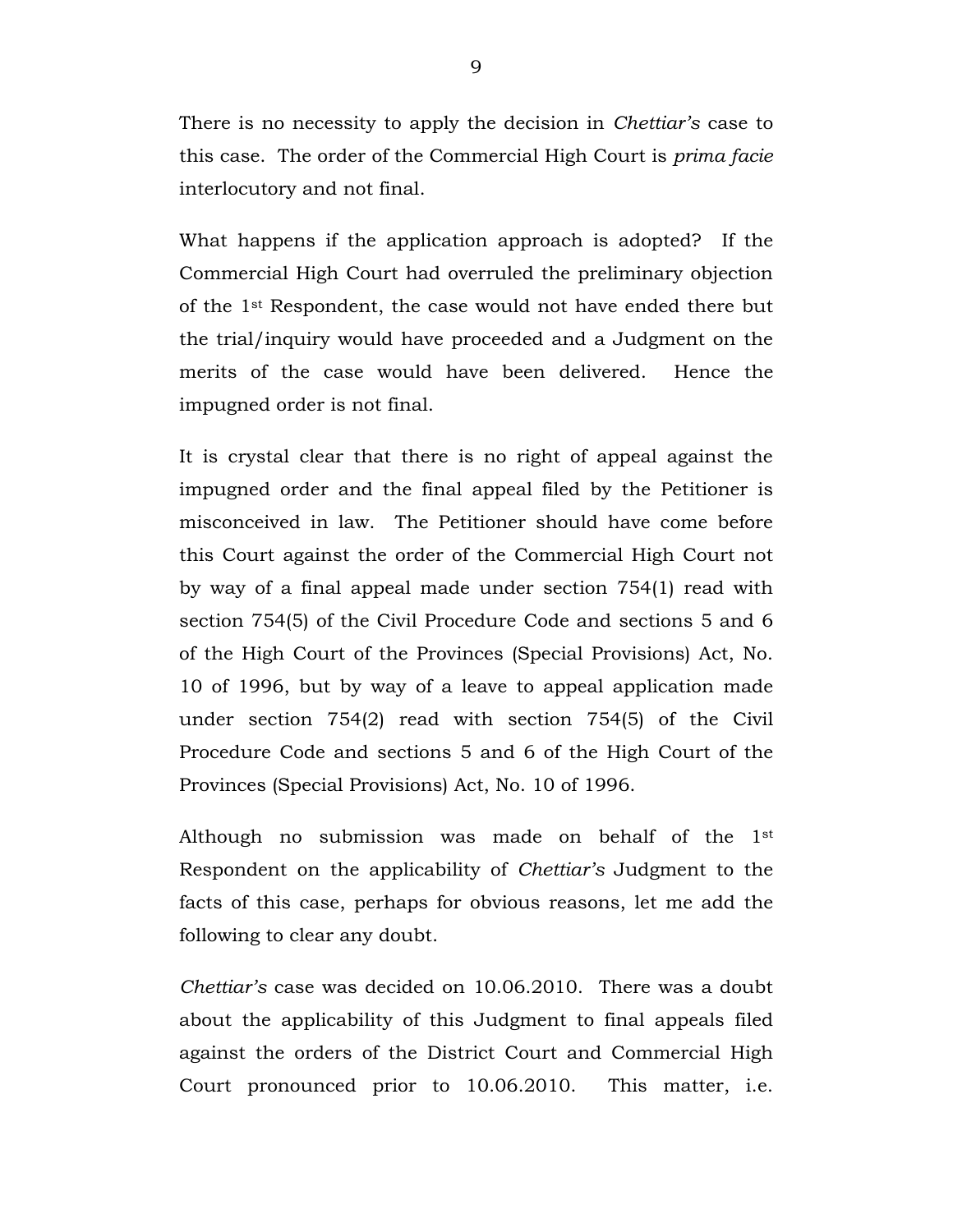There is no necessity to apply the decision in *Chettiar's* case to this case. The order of the Commercial High Court is *prima facie* interlocutory and not final.

What happens if the application approach is adopted? If the Commercial High Court had overruled the preliminary objection of the 1st Respondent, the case would not have ended there but the trial/inquiry would have proceeded and a Judgment on the merits of the case would have been delivered. Hence the impugned order is not final.

It is crystal clear that there is no right of appeal against the impugned order and the final appeal filed by the Petitioner is misconceived in law. The Petitioner should have come before this Court against the order of the Commercial High Court not by way of a final appeal made under section 754(1) read with section 754(5) of the Civil Procedure Code and sections 5 and 6 of the High Court of the Provinces (Special Provisions) Act, No. 10 of 1996, but by way of a leave to appeal application made under section 754(2) read with section 754(5) of the Civil Procedure Code and sections 5 and 6 of the High Court of the Provinces (Special Provisions) Act, No. 10 of 1996.

Although no submission was made on behalf of the 1st Respondent on the applicability of *Chettiar's* Judgment to the facts of this case, perhaps for obvious reasons, let me add the following to clear any doubt.

*Chettiar's* case was decided on 10.06.2010. There was a doubt about the applicability of this Judgment to final appeals filed against the orders of the District Court and Commercial High Court pronounced prior to 10.06.2010. This matter, i.e.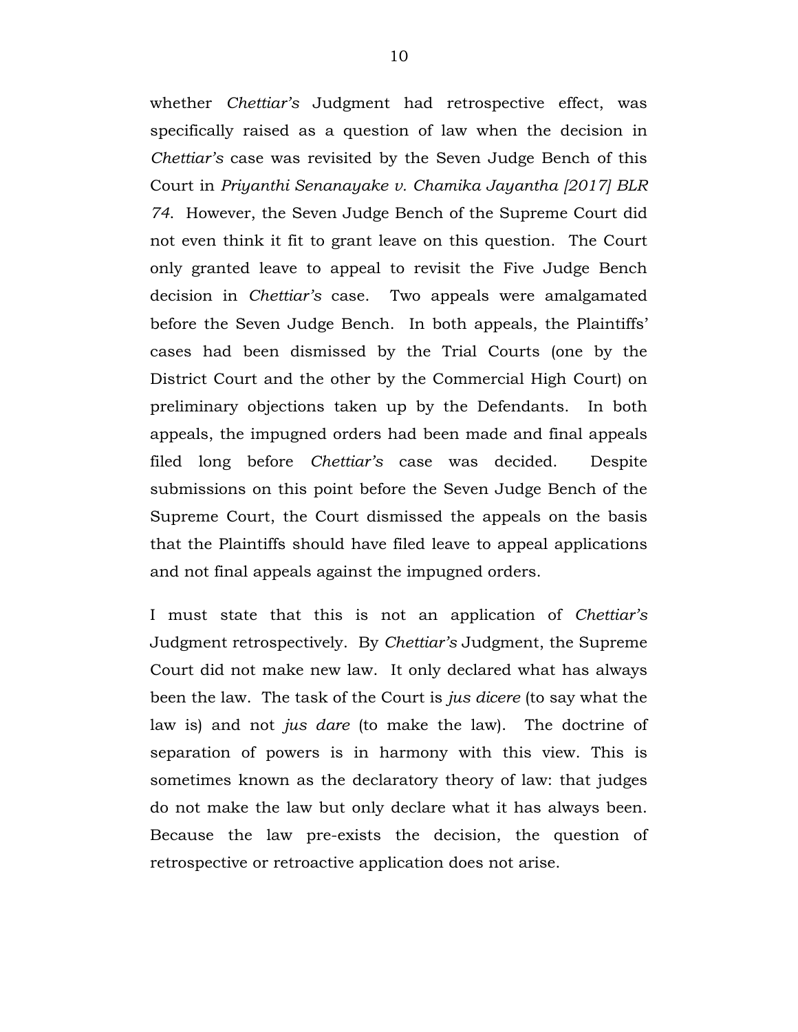whether *Chettiar's* Judgment had retrospective effect, was specifically raised as a question of law when the decision in *Chettiar's* case was revisited by the Seven Judge Bench of this Court in *Priyanthi Senanayake v. Chamika Jayantha [2017] BLR 74*. However, the Seven Judge Bench of the Supreme Court did not even think it fit to grant leave on this question. The Court only granted leave to appeal to revisit the Five Judge Bench decision in *Chettiar's* case. Two appeals were amalgamated before the Seven Judge Bench. In both appeals, the Plaintiffs' cases had been dismissed by the Trial Courts (one by the District Court and the other by the Commercial High Court) on preliminary objections taken up by the Defendants. In both appeals, the impugned orders had been made and final appeals filed long before *Chettiar's* case was decided. Despite submissions on this point before the Seven Judge Bench of the Supreme Court, the Court dismissed the appeals on the basis that the Plaintiffs should have filed leave to appeal applications and not final appeals against the impugned orders.

I must state that this is not an application of *Chettiar's* Judgment retrospectively. By *Chettiar's* Judgment, the Supreme Court did not make new law. It only declared what has always been the law. The task of the Court is *jus dicere* (to say what the law is) and not *jus dare* (to make the law). The doctrine of separation of powers is in harmony with this view. This is sometimes known as the declaratory theory of law: that judges do not make the law but only declare what it has always been. Because the law pre-exists the decision, the question of retrospective or retroactive application does not arise.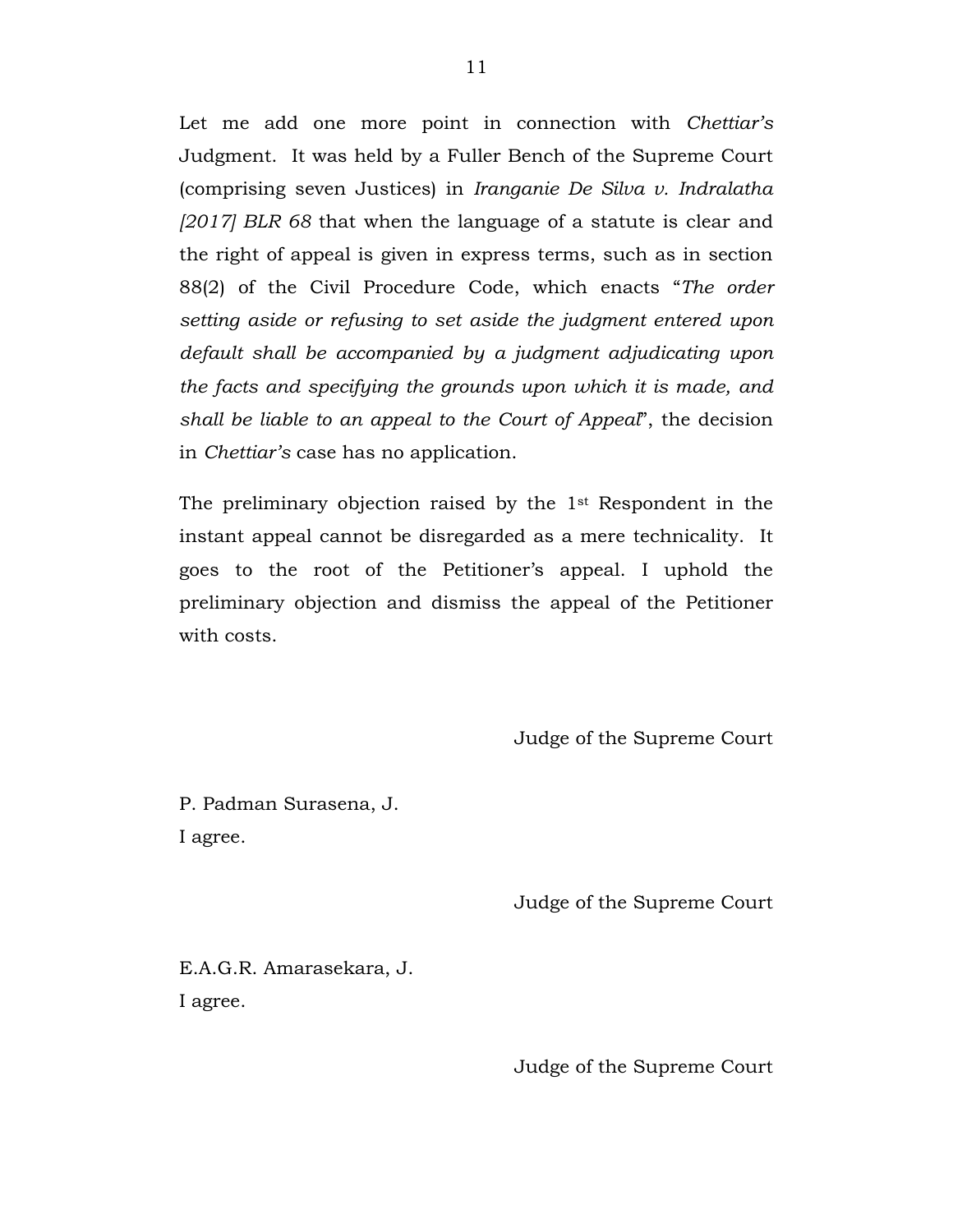Let me add one more point in connection with *Chettiar's* Judgment. It was held by a Fuller Bench of the Supreme Court (comprising seven Justices) in *Iranganie De Silva v. Indralatha [2017] BLR 68* that when the language of a statute is clear and the right of appeal is given in express terms, such as in section 88(2) of the Civil Procedure Code, which enacts "*The order setting aside or refusing to set aside the judgment entered upon default shall be accompanied by a judgment adjudicating upon the facts and specifying the grounds upon which it is made, and shall be liable to an appeal to the Court of Appeal*", the decision in *Chettiar's* case has no application.

The preliminary objection raised by the 1st Respondent in the instant appeal cannot be disregarded as a mere technicality. It goes to the root of the Petitioner's appeal. I uphold the preliminary objection and dismiss the appeal of the Petitioner with costs.

Judge of the Supreme Court

P. Padman Surasena, J.
I agree.

Judge of the Supreme Court

E.A.G.R. Amarasekara, J.
I agree.

Judge of the Supreme Court